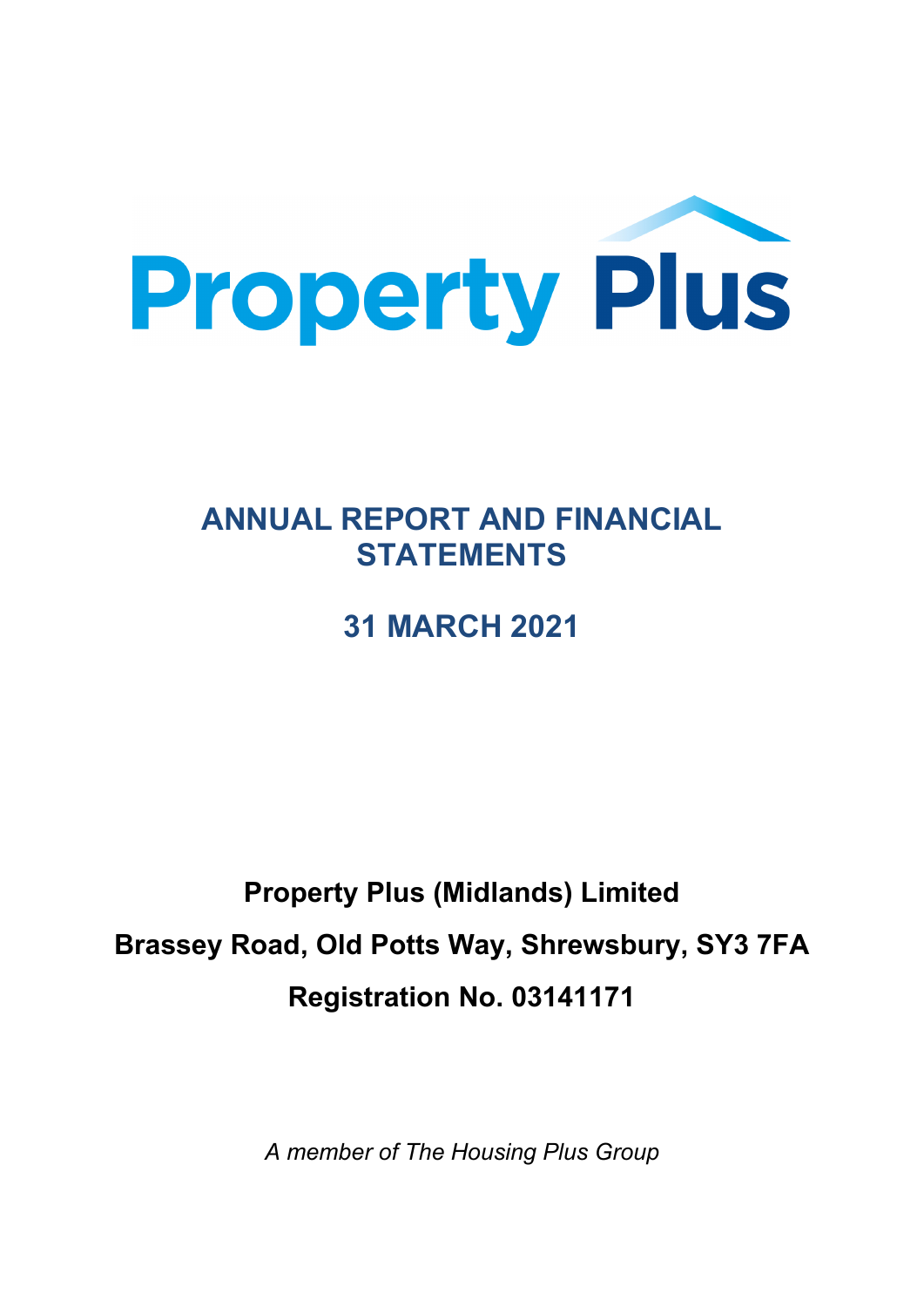Property Plus

# ANNUAL REPORT AND FINANCIAL STATEMENTS

## 31 MARCH 2021

**Property Plus (Midlands) Limited**

**Brassey Road, Old Potts Way, Shrewsbury, SY3 7FA**

**Registration No. 03141171**

*A member of The Housing Plus Group*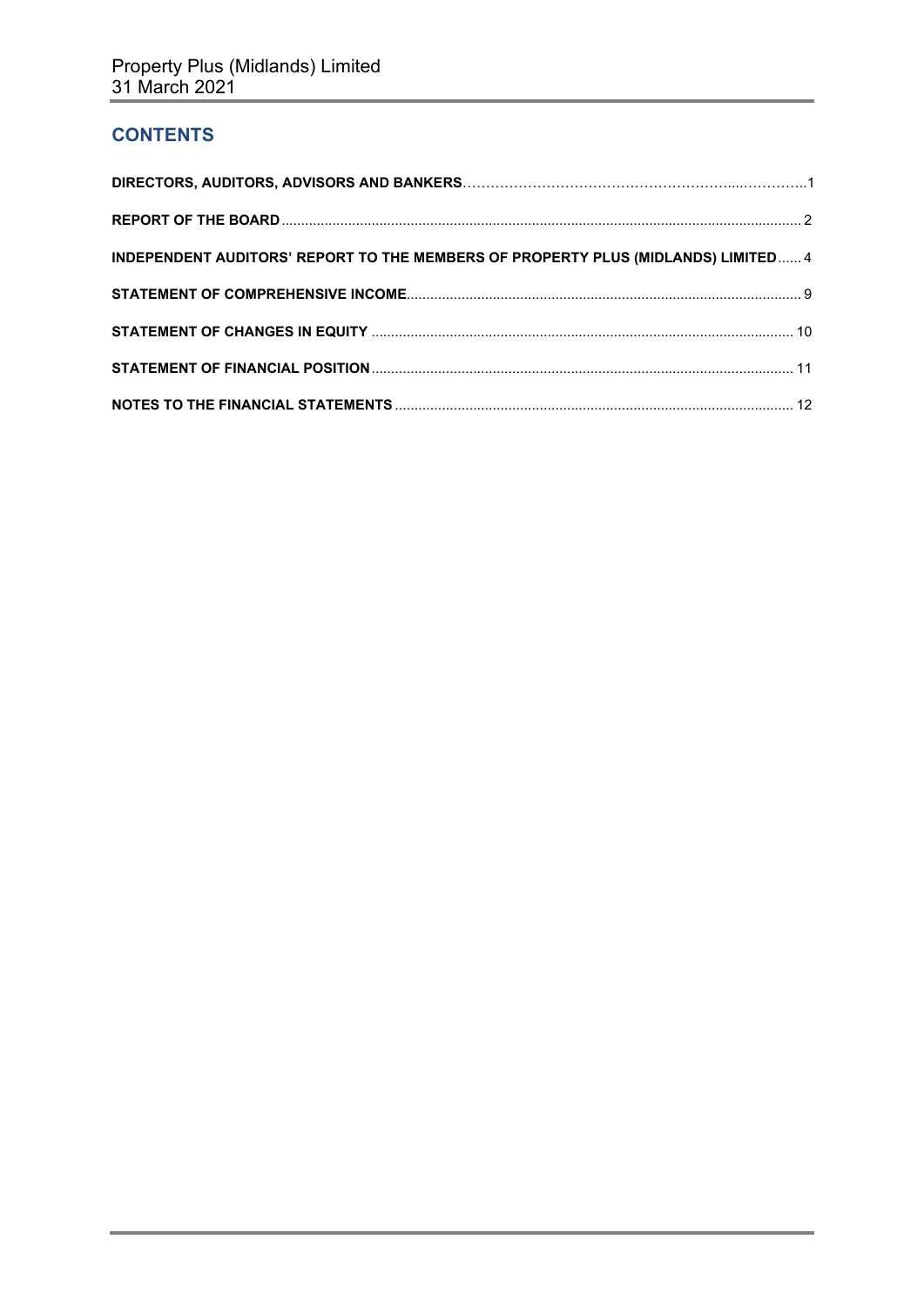## CONTENTS

| | |
|---|---|
| **DIRECTORS, AUDITORS, ADVISORS AND BANKERS** | 1 |
| **REPORT OF THE BOARD** | 2 |
| **INDEPENDENT AUDITORS' REPORT TO THE MEMBERS OF PROPERTY PLUS (MIDLANDS) LIMITED** | 4 |
| **STATEMENT OF COMPREHENSIVE INCOME** | 9 |
| **STATEMENT OF CHANGES IN EQUITY** | 10 |
| **STATEMENT OF FINANCIAL POSITION** | 11 |
| **NOTES TO THE FINANCIAL STATEMENTS** | 12 |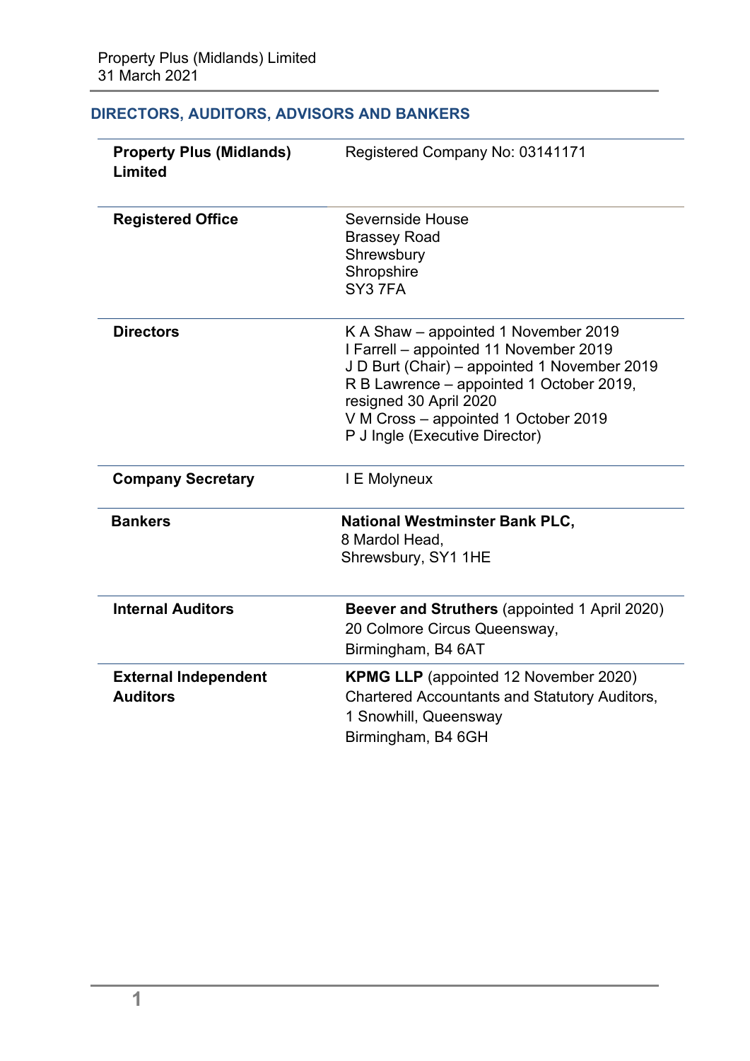## DIRECTORS, AUDITORS, ADVISORS AND BANKERS

| | |
|---|---|
| **Property Plus (Midlands) Limited** | Registered Company No: 03141171 |
| **Registered Office** | Severnside House<br>Brassey Road<br>Shrewsbury<br>Shropshire<br>SY3 7FA |
| **Directors** | K A Shaw – appointed 1 November 2019<br>I Farrell – appointed 11 November 2019<br>J D Burt (Chair) – appointed 1 November 2019<br>R B Lawrence – appointed 1 October 2019, resigned 30 April 2020<br>V M Cross – appointed 1 October 2019<br>P J Ingle (Executive Director) |
| **Company Secretary** | I E Molyneux |
| **Bankers** | **National Westminster Bank PLC,**<br>8 Mardol Head,<br>Shrewsbury, SY1 1HE |
| **Internal Auditors** | **Beever and Struthers** (appointed 1 April 2020)<br>20 Colmore Circus Queensway,<br>Birmingham, B4 6AT |
| **External Independent Auditors** | **KPMG LLP** (appointed 12 November 2020)<br>Chartered Accountants and Statutory Auditors,<br>1 Snowhill, Queensway<br>Birmingham, B4 6GH |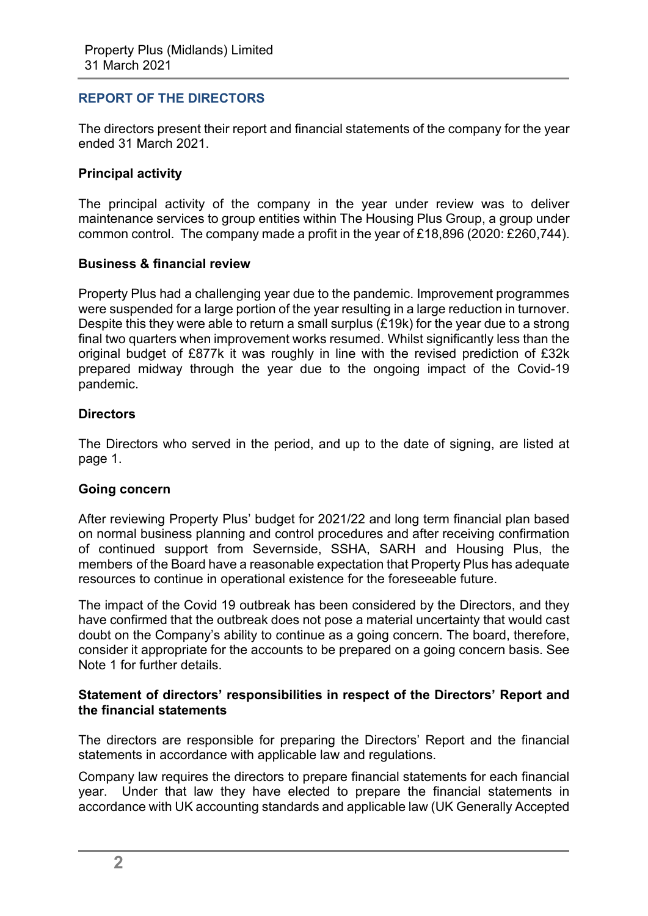## REPORT OF THE DIRECTORS

The directors present their report and financial statements of the company for the year ended 31 March 2021.

### Principal activity

The principal activity of the company in the year under review was to deliver maintenance services to group entities within The Housing Plus Group, a group under common control. The company made a profit in the year of £18,896 (2020: £260,744).

### Business & financial review

Property Plus had a challenging year due to the pandemic. Improvement programmes were suspended for a large portion of the year resulting in a large reduction in turnover. Despite this they were able to return a small surplus (£19k) for the year due to a strong final two quarters when improvement works resumed. Whilst significantly less than the original budget of £877k it was roughly in line with the revised prediction of £32k prepared midway through the year due to the ongoing impact of the Covid-19 pandemic.

### Directors

The Directors who served in the period, and up to the date of signing, are listed at page 1.

### Going concern

After reviewing Property Plus' budget for 2021/22 and long term financial plan based on normal business planning and control procedures and after receiving confirmation of continued support from Severnside, SSHA, SARH and Housing Plus, the members of the Board have a reasonable expectation that Property Plus has adequate resources to continue in operational existence for the foreseeable future.

The impact of the Covid 19 outbreak has been considered by the Directors, and they have confirmed that the outbreak does not pose a material uncertainty that would cast doubt on the Company's ability to continue as a going concern. The board, therefore, consider it appropriate for the accounts to be prepared on a going concern basis. See Note 1 for further details.

### Statement of directors' responsibilities in respect of the Directors' Report and the financial statements

The directors are responsible for preparing the Directors' Report and the financial statements in accordance with applicable law and regulations.

Company law requires the directors to prepare financial statements for each financial year. Under that law they have elected to prepare the financial statements in accordance with UK accounting standards and applicable law (UK Generally Accepted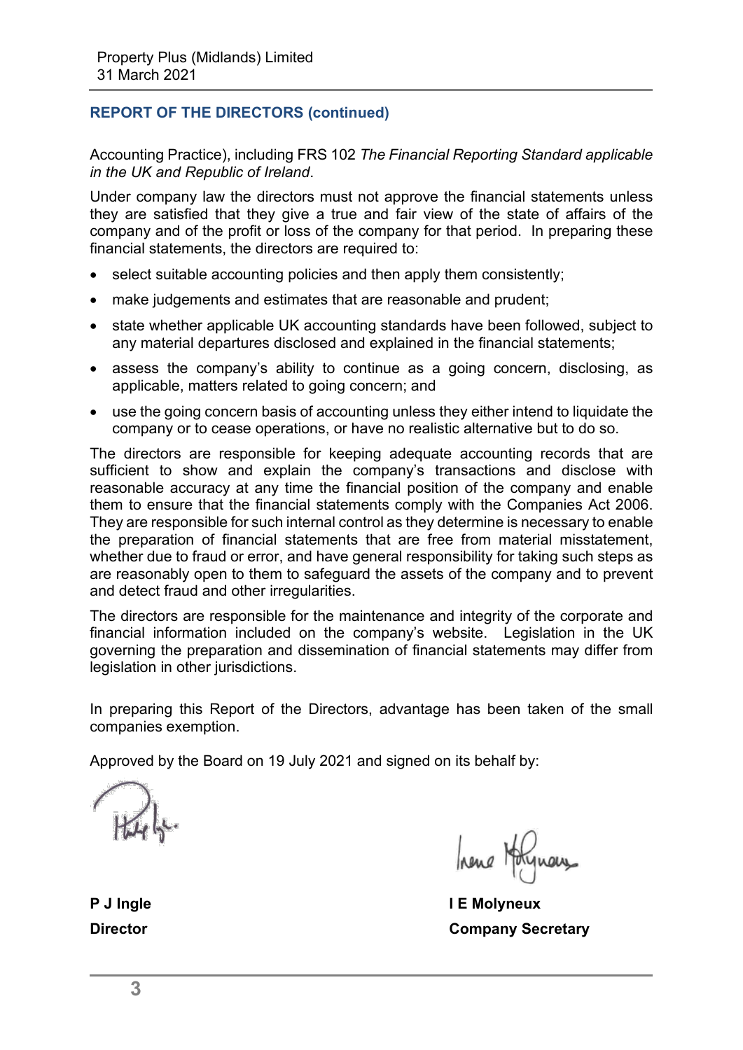## REPORT OF THE DIRECTORS (continued)

Accounting Practice), including FRS 102 *The Financial Reporting Standard applicable in the UK and Republic of Ireland*.

Under company law the directors must not approve the financial statements unless they are satisfied that they give a true and fair view of the state of affairs of the company and of the profit or loss of the company for that period. In preparing these financial statements, the directors are required to:

- select suitable accounting policies and then apply them consistently;
- make judgements and estimates that are reasonable and prudent;
- state whether applicable UK accounting standards have been followed, subject to any material departures disclosed and explained in the financial statements;
- assess the company's ability to continue as a going concern, disclosing, as applicable, matters related to going concern; and
- use the going concern basis of accounting unless they either intend to liquidate the company or to cease operations, or have no realistic alternative but to do so.

The directors are responsible for keeping adequate accounting records that are sufficient to show and explain the company's transactions and disclose with reasonable accuracy at any time the financial position of the company and enable them to ensure that the financial statements comply with the Companies Act 2006. They are responsible for such internal control as they determine is necessary to enable the preparation of financial statements that are free from material misstatement, whether due to fraud or error, and have general responsibility for taking such steps as are reasonably open to them to safeguard the assets of the company and to prevent and detect fraud and other irregularities.

The directors are responsible for the maintenance and integrity of the corporate and financial information included on the company's website. Legislation in the UK governing the preparation and dissemination of financial statements may differ from legislation in other jurisdictions.

In preparing this Report of the Directors, advantage has been taken of the small companies exemption.

Approved by the Board on 19 July 2021 and signed on its behalf by:

**P J Ingle**
**Director**

**I E Molyneux**
**Company Secretary**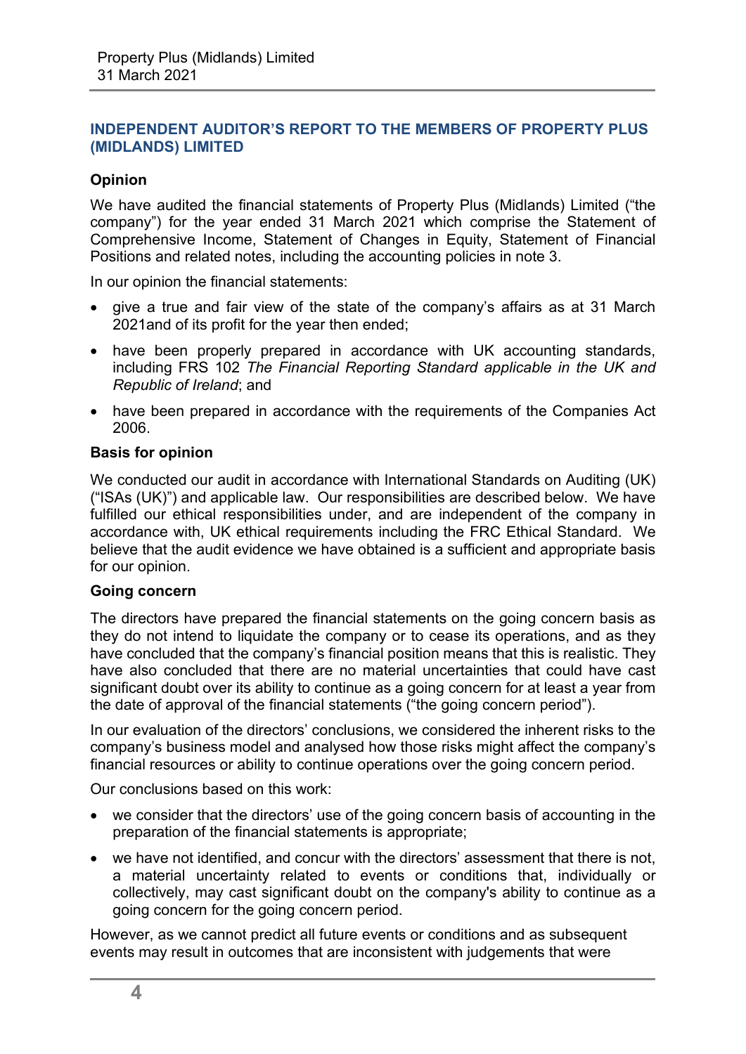## INDEPENDENT AUDITOR'S REPORT TO THE MEMBERS OF PROPERTY PLUS (MIDLANDS) LIMITED

**Opinion**

We have audited the financial statements of Property Plus (Midlands) Limited ("the company") for the year ended 31 March 2021 which comprise the Statement of Comprehensive Income, Statement of Changes in Equity, Statement of Financial Positions and related notes, including the accounting policies in note 3.

In our opinion the financial statements:

- give a true and fair view of the state of the company's affairs as at 31 March 2021and of its profit for the year then ended;
- have been properly prepared in accordance with UK accounting standards, including FRS 102 *The Financial Reporting Standard applicable in the UK and Republic of Ireland*; and
- have been prepared in accordance with the requirements of the Companies Act 2006.

**Basis for opinion**

We conducted our audit in accordance with International Standards on Auditing (UK) ("ISAs (UK)") and applicable law. Our responsibilities are described below. We have fulfilled our ethical responsibilities under, and are independent of the company in accordance with, UK ethical requirements including the FRC Ethical Standard. We believe that the audit evidence we have obtained is a sufficient and appropriate basis for our opinion.

**Going concern**

The directors have prepared the financial statements on the going concern basis as they do not intend to liquidate the company or to cease its operations, and as they have concluded that the company's financial position means that this is realistic. They have also concluded that there are no material uncertainties that could have cast significant doubt over its ability to continue as a going concern for at least a year from the date of approval of the financial statements ("the going concern period").

In our evaluation of the directors' conclusions, we considered the inherent risks to the company's business model and analysed how those risks might affect the company's financial resources or ability to continue operations over the going concern period.

Our conclusions based on this work:

- we consider that the directors' use of the going concern basis of accounting in the preparation of the financial statements is appropriate;
- we have not identified, and concur with the directors' assessment that there is not, a material uncertainty related to events or conditions that, individually or collectively, may cast significant doubt on the company's ability to continue as a going concern for the going concern period.

However, as we cannot predict all future events or conditions and as subsequent events may result in outcomes that are inconsistent with judgements that were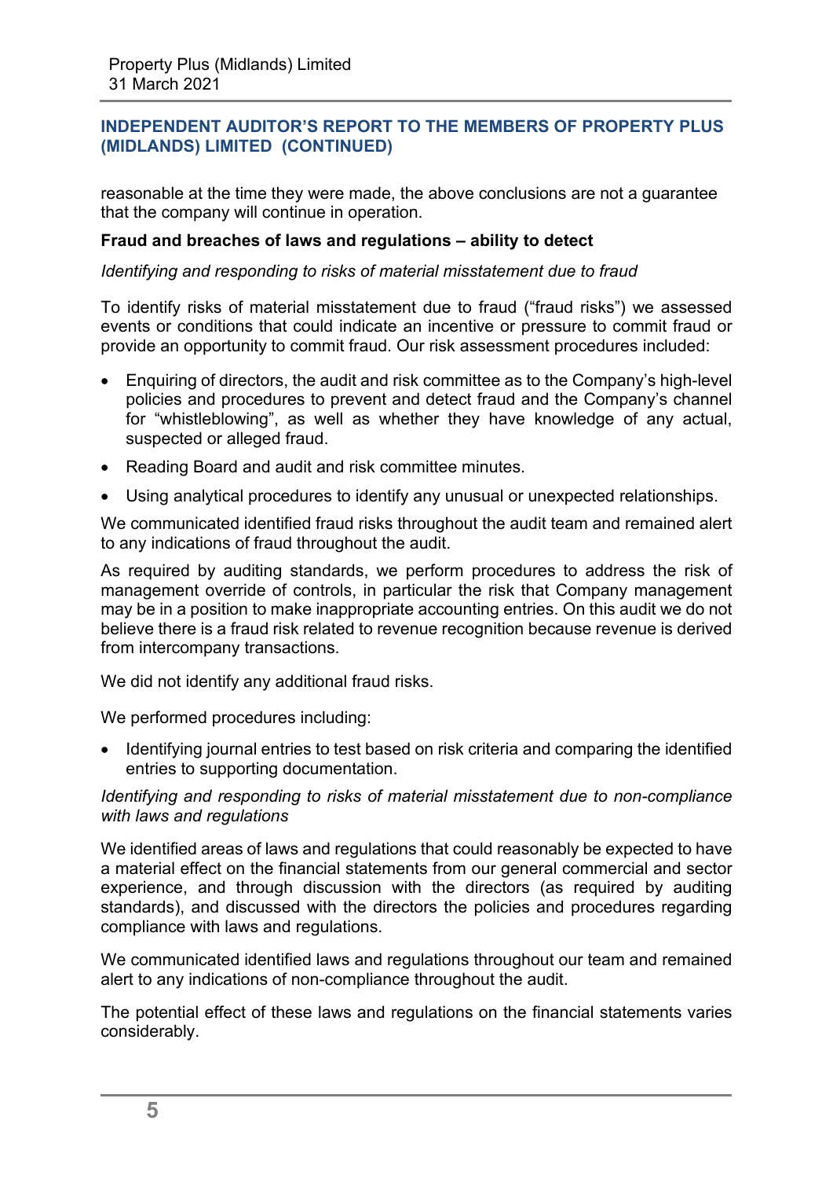## INDEPENDENT AUDITOR'S REPORT TO THE MEMBERS OF PROPERTY PLUS (MIDLANDS) LIMITED (CONTINUED)

reasonable at the time they were made, the above conclusions are not a guarantee that the company will continue in operation.

**Fraud and breaches of laws and regulations – ability to detect**

*Identifying and responding to risks of material misstatement due to fraud*

To identify risks of material misstatement due to fraud ("fraud risks") we assessed events or conditions that could indicate an incentive or pressure to commit fraud or provide an opportunity to commit fraud. Our risk assessment procedures included:

- Enquiring of directors, the audit and risk committee as to the Company's high-level policies and procedures to prevent and detect fraud and the Company's channel for "whistleblowing", as well as whether they have knowledge of any actual, suspected or alleged fraud.
- Reading Board and audit and risk committee minutes.
- Using analytical procedures to identify any unusual or unexpected relationships.

We communicated identified fraud risks throughout the audit team and remained alert to any indications of fraud throughout the audit.

As required by auditing standards, we perform procedures to address the risk of management override of controls, in particular the risk that Company management may be in a position to make inappropriate accounting entries. On this audit we do not believe there is a fraud risk related to revenue recognition because revenue is derived from intercompany transactions.

We did not identify any additional fraud risks.

We performed procedures including:

- Identifying journal entries to test based on risk criteria and comparing the identified entries to supporting documentation.

*Identifying and responding to risks of material misstatement due to non-compliance with laws and regulations*

We identified areas of laws and regulations that could reasonably be expected to have a material effect on the financial statements from our general commercial and sector experience, and through discussion with the directors (as required by auditing standards), and discussed with the directors the policies and procedures regarding compliance with laws and regulations.

We communicated identified laws and regulations throughout our team and remained alert to any indications of non-compliance throughout the audit.

The potential effect of these laws and regulations on the financial statements varies considerably.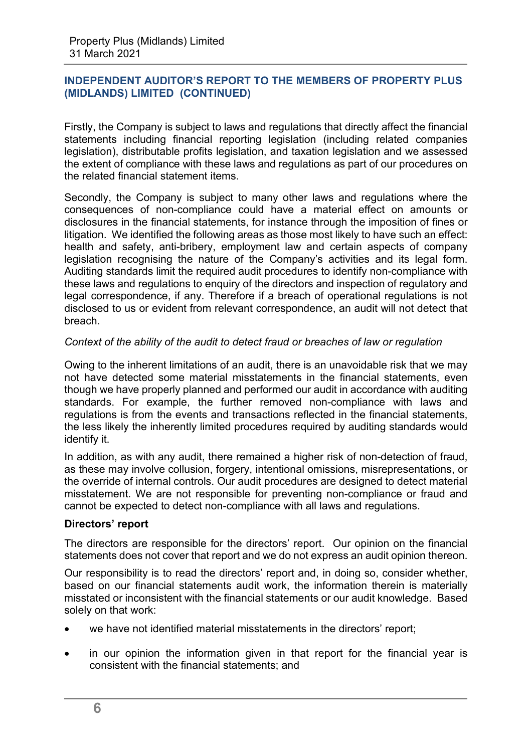## INDEPENDENT AUDITOR'S REPORT TO THE MEMBERS OF PROPERTY PLUS (MIDLANDS) LIMITED (CONTINUED)

Firstly, the Company is subject to laws and regulations that directly affect the financial statements including financial reporting legislation (including related companies legislation), distributable profits legislation, and taxation legislation and we assessed the extent of compliance with these laws and regulations as part of our procedures on the related financial statement items.

Secondly, the Company is subject to many other laws and regulations where the consequences of non-compliance could have a material effect on amounts or disclosures in the financial statements, for instance through the imposition of fines or litigation. We identified the following areas as those most likely to have such an effect: health and safety, anti-bribery, employment law and certain aspects of company legislation recognising the nature of the Company's activities and its legal form. Auditing standards limit the required audit procedures to identify non-compliance with these laws and regulations to enquiry of the directors and inspection of regulatory and legal correspondence, if any. Therefore if a breach of operational regulations is not disclosed to us or evident from relevant correspondence, an audit will not detect that breach.

*Context of the ability of the audit to detect fraud or breaches of law or regulation*

Owing to the inherent limitations of an audit, there is an unavoidable risk that we may not have detected some material misstatements in the financial statements, even though we have properly planned and performed our audit in accordance with auditing standards. For example, the further removed non-compliance with laws and regulations is from the events and transactions reflected in the financial statements, the less likely the inherently limited procedures required by auditing standards would identify it.

In addition, as with any audit, there remained a higher risk of non-detection of fraud, as these may involve collusion, forgery, intentional omissions, misrepresentations, or the override of internal controls. Our audit procedures are designed to detect material misstatement. We are not responsible for preventing non-compliance or fraud and cannot be expected to detect non-compliance with all laws and regulations.

**Directors' report**

The directors are responsible for the directors' report. Our opinion on the financial statements does not cover that report and we do not express an audit opinion thereon.

Our responsibility is to read the directors' report and, in doing so, consider whether, based on our financial statements audit work, the information therein is materially misstated or inconsistent with the financial statements or our audit knowledge. Based solely on that work:

- we have not identified material misstatements in the directors' report;
- in our opinion the information given in that report for the financial year is consistent with the financial statements; and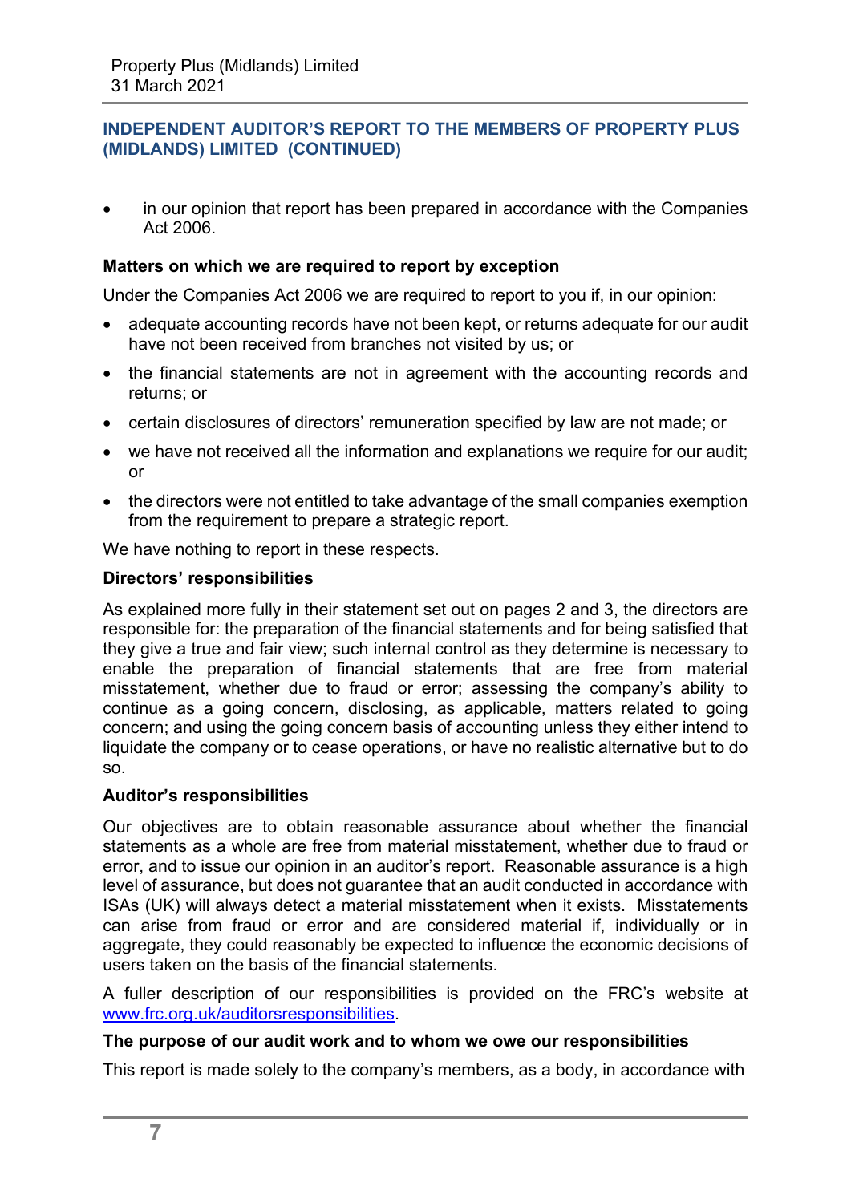## INDEPENDENT AUDITOR'S REPORT TO THE MEMBERS OF PROPERTY PLUS (MIDLANDS) LIMITED (CONTINUED)

- in our opinion that report has been prepared in accordance with the Companies Act 2006.

**Matters on which we are required to report by exception**

Under the Companies Act 2006 we are required to report to you if, in our opinion:

- adequate accounting records have not been kept, or returns adequate for our audit have not been received from branches not visited by us; or
- the financial statements are not in agreement with the accounting records and returns; or
- certain disclosures of directors' remuneration specified by law are not made; or
- we have not received all the information and explanations we require for our audit; or
- the directors were not entitled to take advantage of the small companies exemption from the requirement to prepare a strategic report.

We have nothing to report in these respects.

**Directors' responsibilities**

As explained more fully in their statement set out on pages 2 and 3, the directors are responsible for: the preparation of the financial statements and for being satisfied that they give a true and fair view; such internal control as they determine is necessary to enable the preparation of financial statements that are free from material misstatement, whether due to fraud or error; assessing the company's ability to continue as a going concern, disclosing, as applicable, matters related to going concern; and using the going concern basis of accounting unless they either intend to liquidate the company or to cease operations, or have no realistic alternative but to do so.

**Auditor's responsibilities**

Our objectives are to obtain reasonable assurance about whether the financial statements as a whole are free from material misstatement, whether due to fraud or error, and to issue our opinion in an auditor's report. Reasonable assurance is a high level of assurance, but does not guarantee that an audit conducted in accordance with ISAs (UK) will always detect a material misstatement when it exists. Misstatements can arise from fraud or error and are considered material if, individually or in aggregate, they could reasonably be expected to influence the economic decisions of users taken on the basis of the financial statements.

A fuller description of our responsibilities is provided on the FRC's website at www.frc.org.uk/auditorsresponsibilities.

**The purpose of our audit work and to whom we owe our responsibilities**

This report is made solely to the company's members, as a body, in accordance with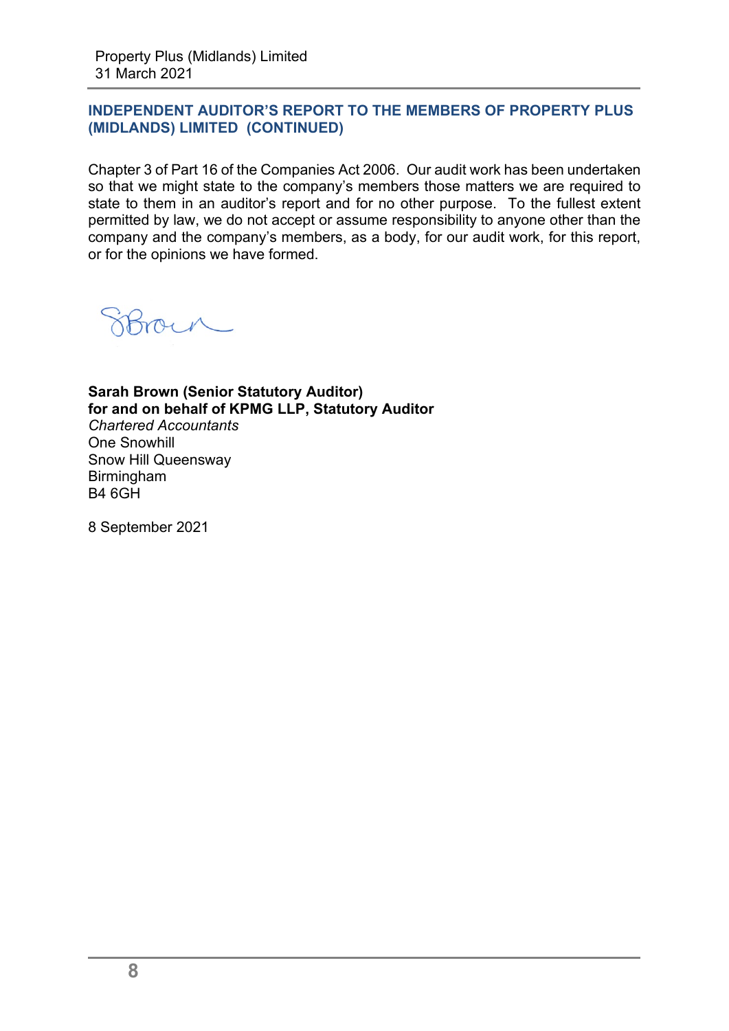## INDEPENDENT AUDITOR'S REPORT TO THE MEMBERS OF PROPERTY PLUS (MIDLANDS) LIMITED (CONTINUED)

Chapter 3 of Part 16 of the Companies Act 2006. Our audit work has been undertaken so that we might state to the company's members those matters we are required to state to them in an auditor's report and for no other purpose. To the fullest extent permitted by law, we do not accept or assume responsibility to anyone other than the company and the company's members, as a body, for our audit work, for this report, or for the opinions we have formed.

**Sarah Brown (Senior Statutory Auditor)**
**for and on behalf of KPMG LLP, Statutory Auditor**
*Chartered Accountants*
One Snowhill
Snow Hill Queensway
Birmingham
B4 6GH

8 September 2021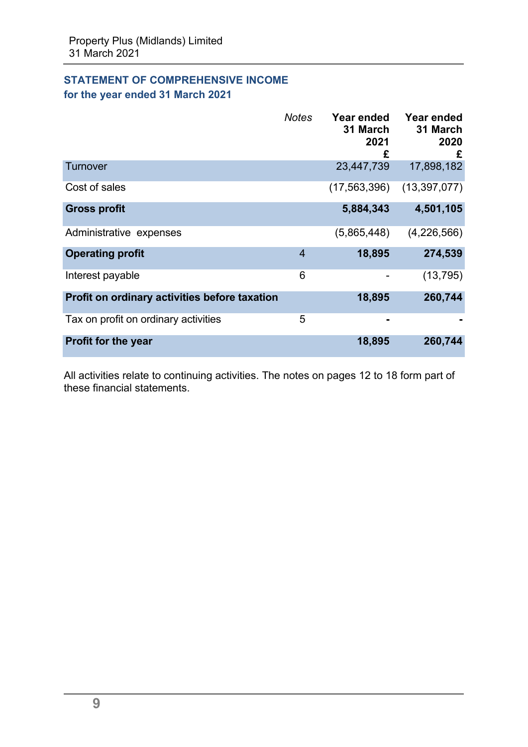Property Plus (Midlands) Limited
31 March 2021

## STATEMENT OF COMPREHENSIVE INCOME
### for the year ended 31 March 2021

| | *Notes* | **Year ended 31 March 2021 £** | **Year ended 31 March 2020 £** |
|---|---|---|---|
| Turnover | | 23,447,739 | 17,898,182 |
| Cost of sales | | (17,563,396) | (13,397,077) |
| **Gross profit** | | **5,884,343** | **4,501,105** |
| Administrative expenses | | (5,865,448) | (4,226,566) |
| **Operating profit** | 4 | **18,895** | **274,539** |
| Interest payable | 6 | - | (13,795) |
| **Profit on ordinary activities before taxation** | | **18,895** | **260,744** |
| Tax on profit on ordinary activities | 5 | **-** | **-** |
| **Profit for the year** | | **18,895** | **260,744** |

All activities relate to continuing activities. The notes on pages 12 to 18 form part of these financial statements.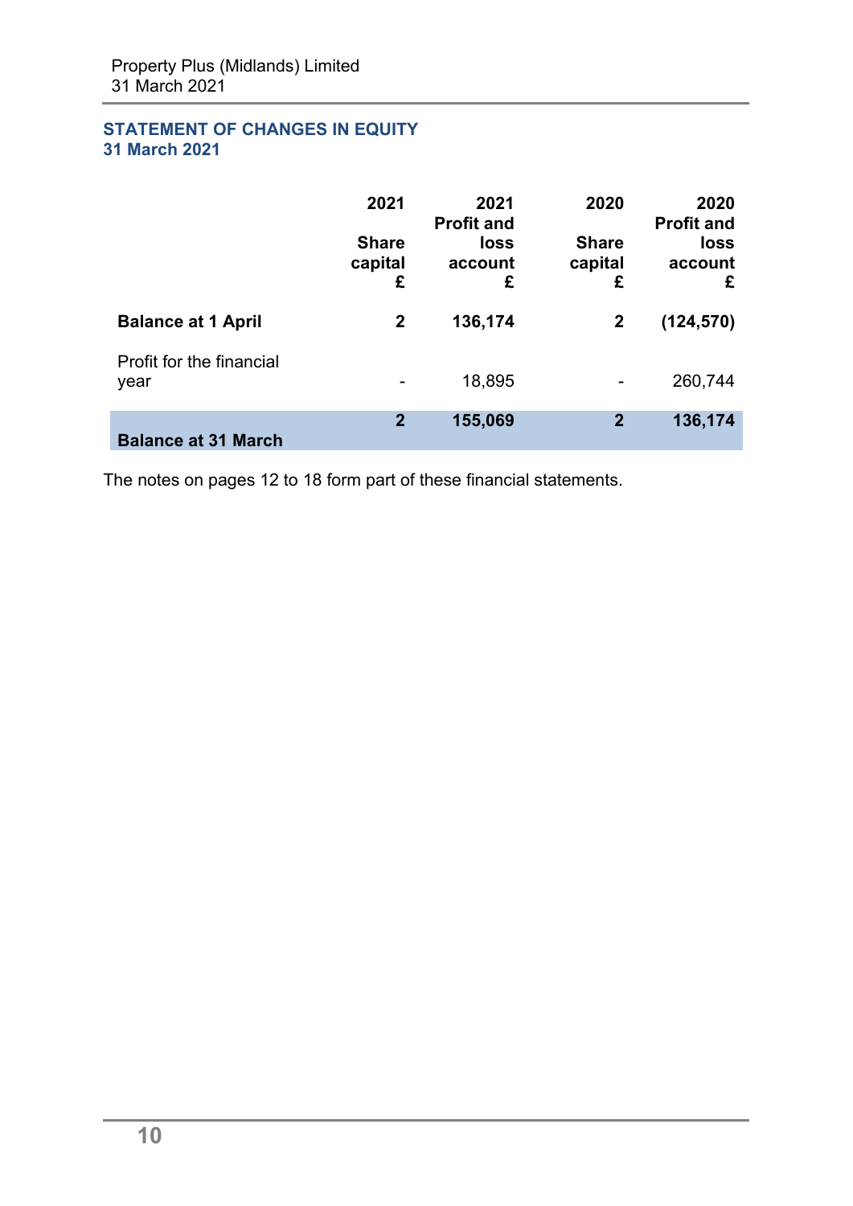## STATEMENT OF CHANGES IN EQUITY
## 31 March 2021

| | 2021<br>Share capital<br>£ | 2021<br>Profit and loss account<br>£ | 2020<br>Share capital<br>£ | 2020<br>Profit and loss account<br>£ |
|---|---|---|---|---|
| **Balance at 1 April** | **2** | **136,174** | **2** | **(124,570)** |
| Profit for the financial year | - | 18,895 | - | 260,744 |
| **Balance at 31 March** | **2** | **155,069** | **2** | **136,174** |

The notes on pages 12 to 18 form part of these financial statements.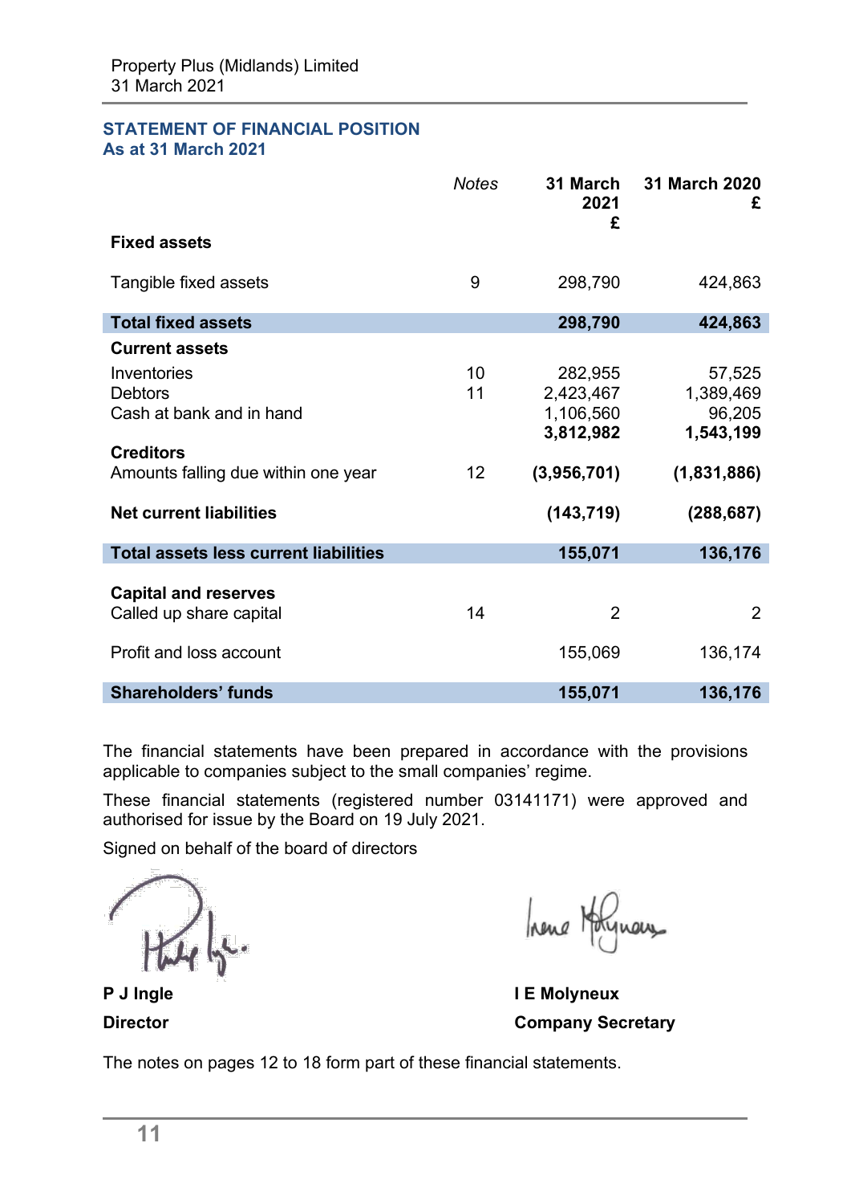Property Plus (Midlands) Limited
31 March 2021

## STATEMENT OF FINANCIAL POSITION
### As at 31 March 2021

| | *Notes* | **31 March 2021 £** | **31 March 2020 £** |
|---|---|---|---|
| **Fixed assets** | | | |
| Tangible fixed assets | 9 | 298,790 | 424,863 |
| **Total fixed assets** | | **298,790** | **424,863** |
| **Current assets** | | | |
| Inventories | 10 | 282,955 | 57,525 |
| Debtors | 11 | 2,423,467 | 1,389,469 |
| Cash at bank and in hand | | 1,106,560 | 96,205 |
| | | **3,812,982** | **1,543,199** |
| **Creditors** | | | |
| Amounts falling due within one year | 12 | **(3,956,701)** | **(1,831,886)** |
| **Net current liabilities** | | **(143,719)** | **(288,687)** |
| **Total assets less current liabilities** | | **155,071** | **136,176** |
| **Capital and reserves** | | | |
| Called up share capital | 14 | 2 | 2 |
| Profit and loss account | | 155,069 | 136,174 |
| **Shareholders' funds** | | **155,071** | **136,176** |

The financial statements have been prepared in accordance with the provisions applicable to companies subject to the small companies' regime.

These financial statements (registered number 03141171) were approved and authorised for issue by the Board on 19 July 2021.

Signed on behalf of the board of directors

**P J Ingle**
**Director**

**I E Molyneux**
**Company Secretary**

The notes on pages 12 to 18 form part of these financial statements.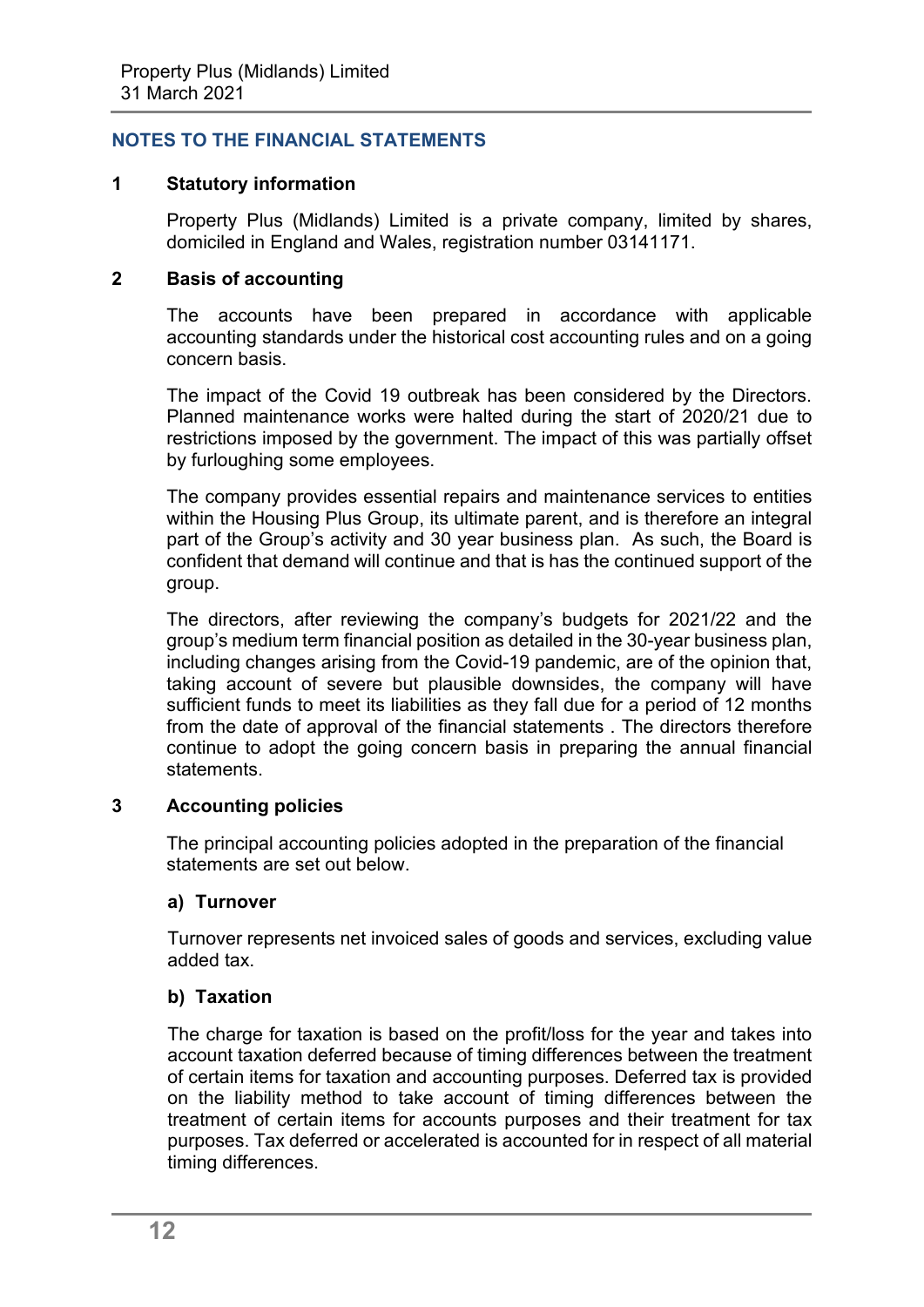## NOTES TO THE FINANCIAL STATEMENTS

### 1 Statutory information

Property Plus (Midlands) Limited is a private company, limited by shares, domiciled in England and Wales, registration number 03141171.

### 2 Basis of accounting

The accounts have been prepared in accordance with applicable accounting standards under the historical cost accounting rules and on a going concern basis.

The impact of the Covid 19 outbreak has been considered by the Directors. Planned maintenance works were halted during the start of 2020/21 due to restrictions imposed by the government. The impact of this was partially offset by furloughing some employees.

The company provides essential repairs and maintenance services to entities within the Housing Plus Group, its ultimate parent, and is therefore an integral part of the Group's activity and 30 year business plan. As such, the Board is confident that demand will continue and that is has the continued support of the group.

The directors, after reviewing the company's budgets for 2021/22 and the group's medium term financial position as detailed in the 30-year business plan, including changes arising from the Covid-19 pandemic, are of the opinion that, taking account of severe but plausible downsides, the company will have sufficient funds to meet its liabilities as they fall due for a period of 12 months from the date of approval of the financial statements . The directors therefore continue to adopt the going concern basis in preparing the annual financial statements.

### 3 Accounting policies

The principal accounting policies adopted in the preparation of the financial statements are set out below.

#### a) Turnover

Turnover represents net invoiced sales of goods and services, excluding value added tax.

#### b) Taxation

The charge for taxation is based on the profit/loss for the year and takes into account taxation deferred because of timing differences between the treatment of certain items for taxation and accounting purposes. Deferred tax is provided on the liability method to take account of timing differences between the treatment of certain items for accounts purposes and their treatment for tax purposes. Tax deferred or accelerated is accounted for in respect of all material timing differences.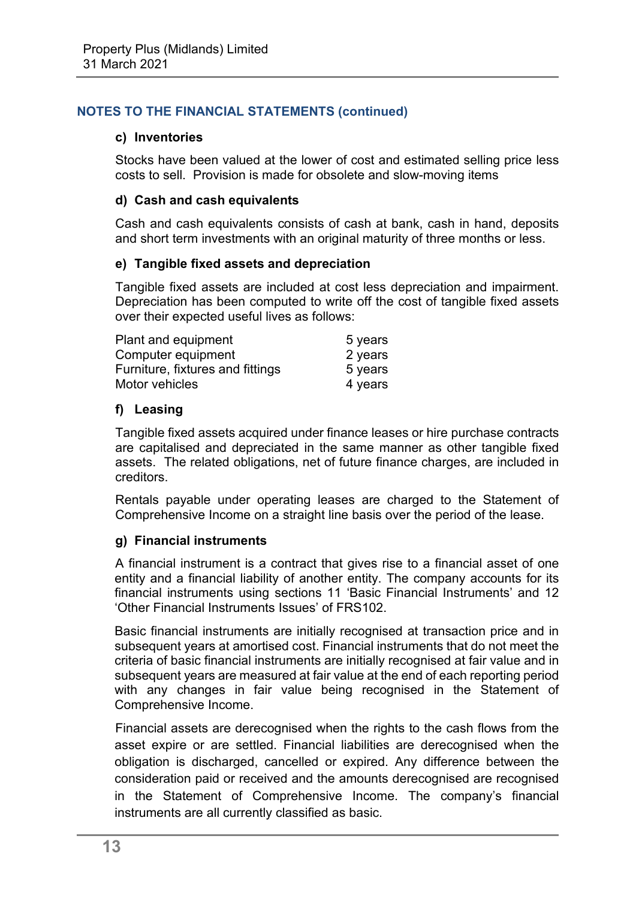## NOTES TO THE FINANCIAL STATEMENTS (continued)

### c) Inventories

Stocks have been valued at the lower of cost and estimated selling price less costs to sell. Provision is made for obsolete and slow-moving items

### d) Cash and cash equivalents

Cash and cash equivalents consists of cash at bank, cash in hand, deposits and short term investments with an original maturity of three months or less.

### e) Tangible fixed assets and depreciation

Tangible fixed assets are included at cost less depreciation and impairment. Depreciation has been computed to write off the cost of tangible fixed assets over their expected useful lives as follows:

| | |
|---|---|
| Plant and equipment | 5 years |
| Computer equipment | 2 years |
| Furniture, fixtures and fittings | 5 years |
| Motor vehicles | 4 years |

### f) Leasing

Tangible fixed assets acquired under finance leases or hire purchase contracts are capitalised and depreciated in the same manner as other tangible fixed assets. The related obligations, net of future finance charges, are included in creditors.

Rentals payable under operating leases are charged to the Statement of Comprehensive Income on a straight line basis over the period of the lease.

### g) Financial instruments

A financial instrument is a contract that gives rise to a financial asset of one entity and a financial liability of another entity. The company accounts for its financial instruments using sections 11 'Basic Financial Instruments' and 12 'Other Financial Instruments Issues' of FRS102.

Basic financial instruments are initially recognised at transaction price and in subsequent years at amortised cost. Financial instruments that do not meet the criteria of basic financial instruments are initially recognised at fair value and in subsequent years are measured at fair value at the end of each reporting period with any changes in fair value being recognised in the Statement of Comprehensive Income.

Financial assets are derecognised when the rights to the cash flows from the asset expire or are settled. Financial liabilities are derecognised when the obligation is discharged, cancelled or expired. Any difference between the consideration paid or received and the amounts derecognised are recognised in the Statement of Comprehensive Income. The company's financial instruments are all currently classified as basic.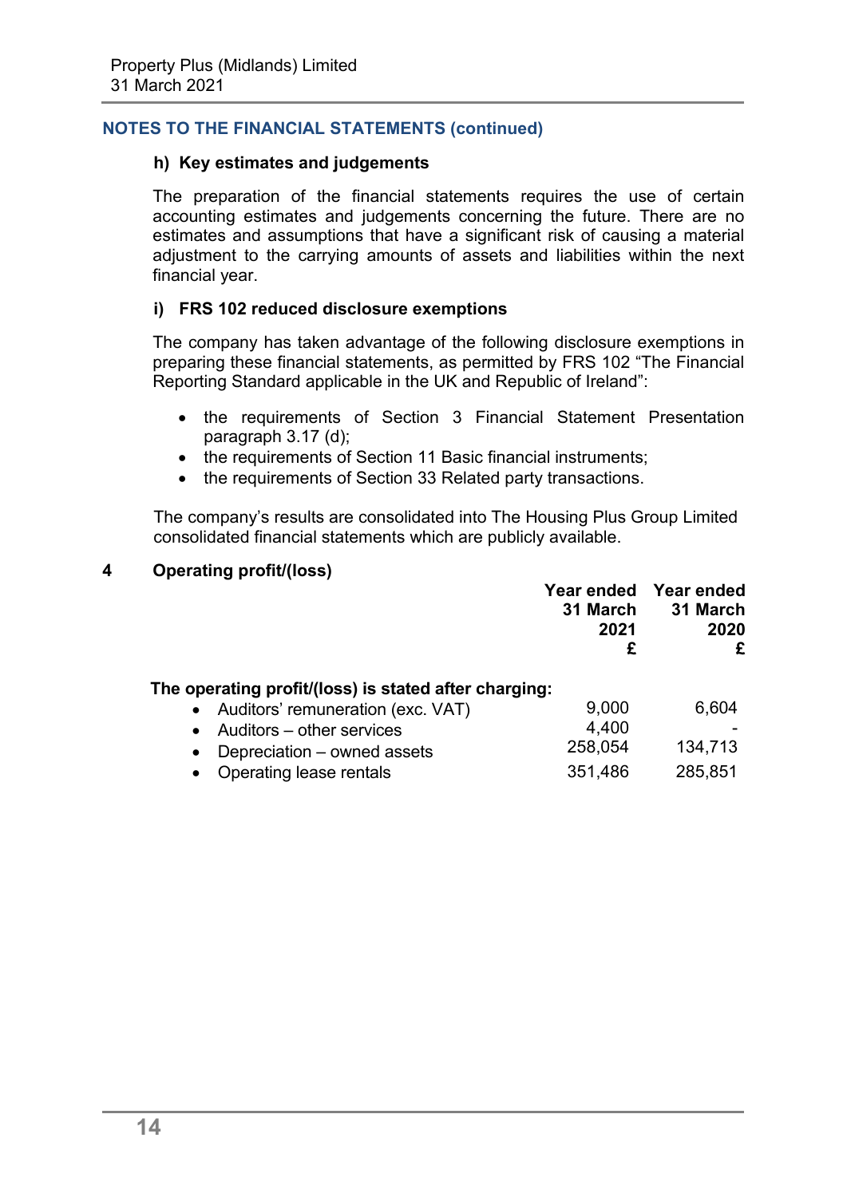## NOTES TO THE FINANCIAL STATEMENTS (continued)

**h) Key estimates and judgements**

The preparation of the financial statements requires the use of certain accounting estimates and judgements concerning the future. There are no estimates and assumptions that have a significant risk of causing a material adjustment to the carrying amounts of assets and liabilities within the next financial year.

**i) FRS 102 reduced disclosure exemptions**

The company has taken advantage of the following disclosure exemptions in preparing these financial statements, as permitted by FRS 102 "The Financial Reporting Standard applicable in the UK and Republic of Ireland":

- the requirements of Section 3 Financial Statement Presentation paragraph 3.17 (d);
- the requirements of Section 11 Basic financial instruments;
- the requirements of Section 33 Related party transactions.

The company's results are consolidated into The Housing Plus Group Limited consolidated financial statements which are publicly available.

## 4 Operating profit/(loss)

| | Year ended 31 March 2021 £ | Year ended 31 March 2020 £ |
|---|---|---|
| **The operating profit/(loss) is stated after charging:** | | |
| • Auditors' remuneration (exc. VAT) | 9,000 | 6,604 |
| • Auditors – other services | 4,400 | - |
| • Depreciation – owned assets | 258,054 | 134,713 |
| • Operating lease rentals | 351,486 | 285,851 |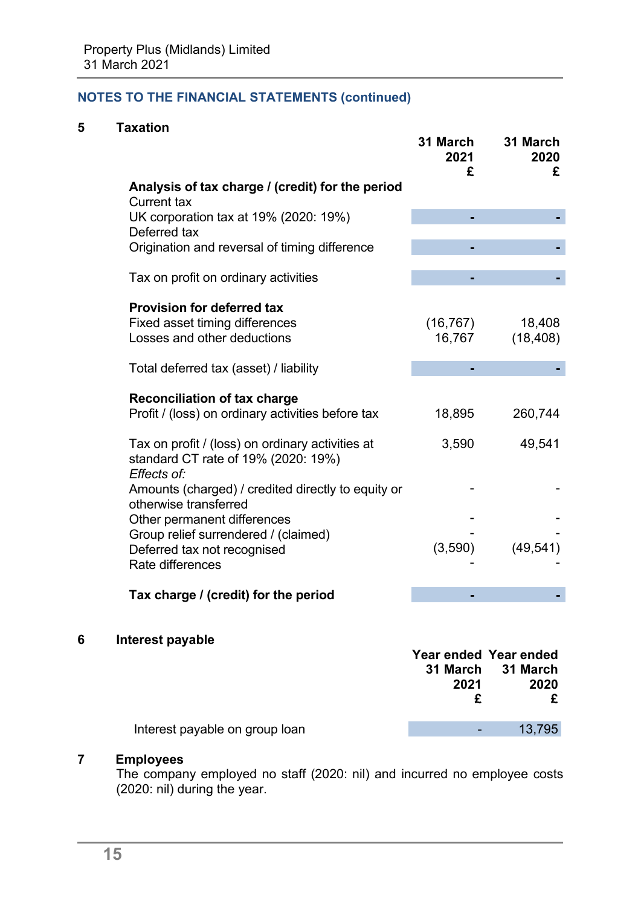Property Plus (Midlands) Limited
31 March 2021

## NOTES TO THE FINANCIAL STATEMENTS (continued)

### 5 Taxation

| | 31 March 2021 £ | 31 March 2020 £ |
|---|---|---|
| **Analysis of tax charge / (credit) for the period** | | |
| Current tax | | |
| UK corporation tax at 19% (2020: 19%) | - | - |
| Deferred tax | | |
| Origination and reversal of timing difference | - | - |
| Tax on profit on ordinary activities | - | - |
| **Provision for deferred tax** | | |
| Fixed asset timing differences | (16,767) | 18,408 |
| Losses and other deductions | 16,767 | (18,408) |
| Total deferred tax (asset) / liability | - | - |
| **Reconciliation of tax charge** | | |
| Profit / (loss) on ordinary activities before tax | 18,895 | 260,744 |
| Tax on profit / (loss) on ordinary activities at standard CT rate of 19% (2020: 19%) | 3,590 | 49,541 |
| *Effects of:* | | |
| Amounts (charged) / credited directly to equity or otherwise transferred | - | - |
| Other permanent differences | - | - |
| Group relief surrendered / (claimed) | - | - |
| Deferred tax not recognised | (3,590) | (49,541) |
| Rate differences | - | - |
| **Tax charge / (credit) for the period** | - | - |

### 6 Interest payable

| | Year ended 31 March 2021 £ | Year ended 31 March 2020 £ |
|---|---|---|
| Interest payable on group loan | - | 13,795 |

### 7 Employees

The company employed no staff (2020: nil) and incurred no employee costs (2020: nil) during the year.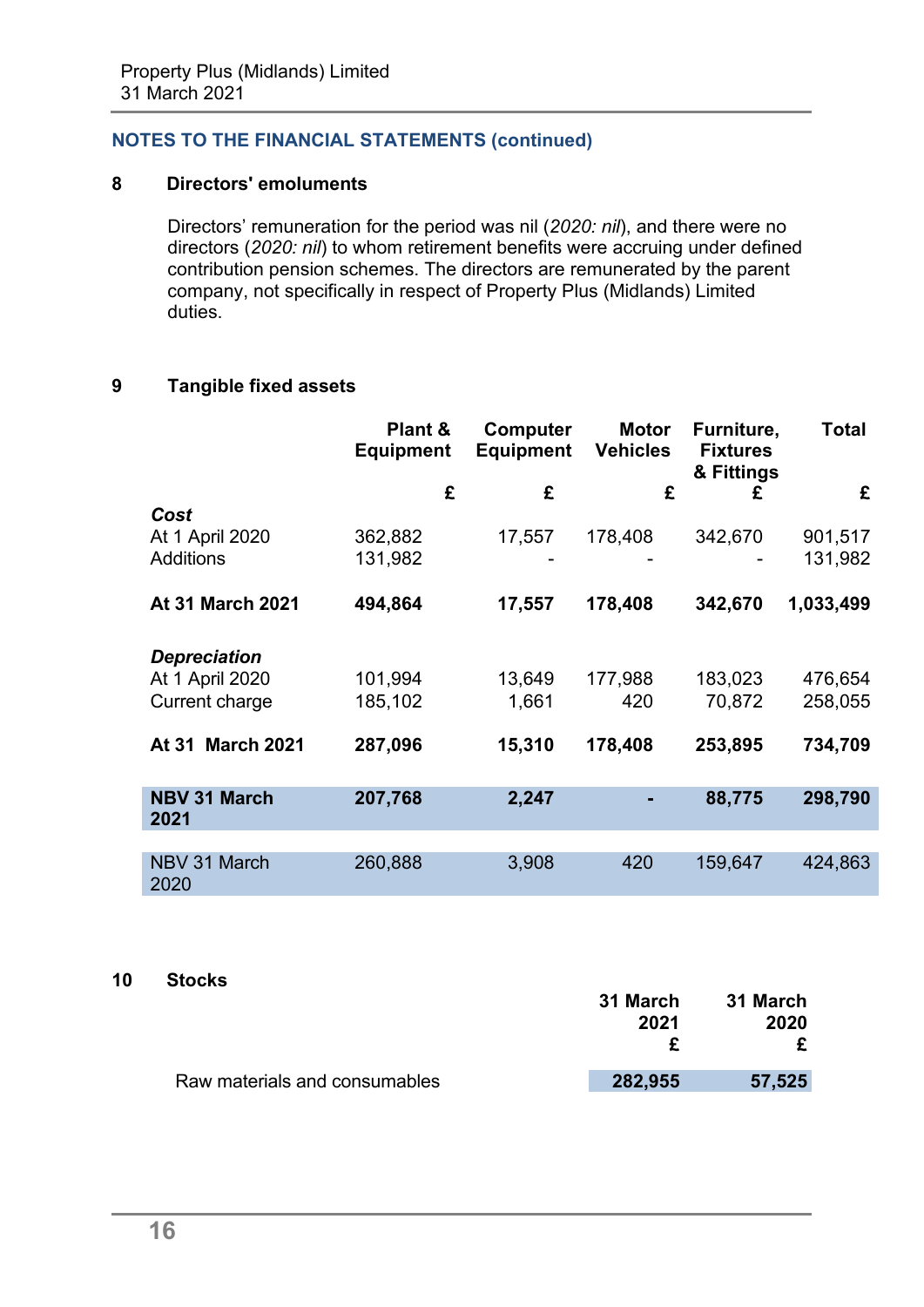Property Plus (Midlands) Limited
31 March 2021

## NOTES TO THE FINANCIAL STATEMENTS (continued)

### 8 Directors' emoluments

Directors' remuneration for the period was nil (*2020: nil*), and there were no directors (*2020: nil*) to whom retirement benefits were accruing under defined contribution pension schemes. The directors are remunerated by the parent company, not specifically in respect of Property Plus (Midlands) Limited duties.

### 9 Tangible fixed assets

| | Plant & Equipment | Computer Equipment | Motor Vehicles | Furniture, Fixtures & Fittings | Total |
|---|---|---|---|---|---|
| | £ | £ | £ | £ | £ |
| ***Cost*** | | | | | |
| At 1 April 2020 | 362,882 | 17,557 | 178,408 | 342,670 | 901,517 |
| Additions | 131,982 | - | - | - | 131,982 |
| **At 31 March 2021** | **494,864** | **17,557** | **178,408** | **342,670** | **1,033,499** |
| ***Depreciation*** | | | | | |
| At 1 April 2020 | 101,994 | 13,649 | 177,988 | 183,023 | 476,654 |
| Current charge | 185,102 | 1,661 | 420 | 70,872 | 258,055 |
| **At 31 March 2021** | **287,096** | **15,310** | **178,408** | **253,895** | **734,709** |
| **NBV 31 March 2021** | **207,768** | **2,247** | **-** | **88,775** | **298,790** |
| NBV 31 March 2020 | 260,888 | 3,908 | 420 | 159,647 | 424,863 |

### 10 Stocks

| | 31 March 2021 | 31 March 2020 |
|---|---|---|
| | £ | £ |
| Raw materials and consumables | **282,955** | **57,525** |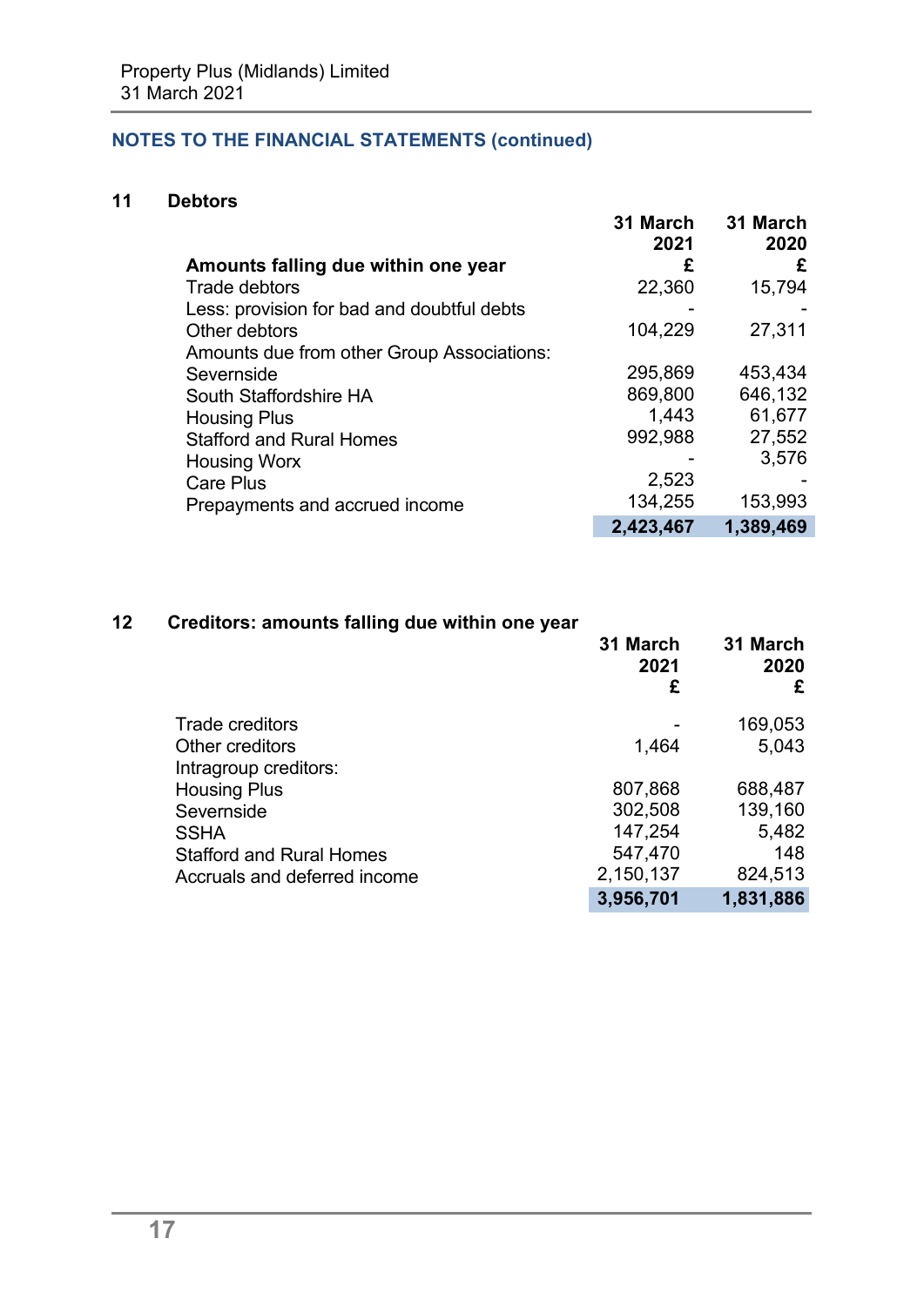## NOTES TO THE FINANCIAL STATEMENTS (continued)

### 11 Debtors

| | 31 March 2021 | 31 March 2020 |
|---|---|---|
| **Amounts falling due within one year** | **£** | **£** |
| Trade debtors | 22,360 | 15,794 |
| Less: provision for bad and doubtful debts | - | - |
| Other debtors | 104,229 | 27,311 |
| Amounts due from other Group Associations: | | |
| Severnside | 295,869 | 453,434 |
| South Staffordshire HA | 869,800 | 646,132 |
| Housing Plus | 1,443 | 61,677 |
| Stafford and Rural Homes | 992,988 | 27,552 |
| Housing Worx | - | 3,576 |
| Care Plus | 2,523 | - |
| Prepayments and accrued income | 134,255 | 153,993 |
| | **2,423,467** | **1,389,469** |

### 12 Creditors: amounts falling due within one year

| | 31 March 2021 £ | 31 March 2020 £ |
|---|---|---|
| Trade creditors | - | 169,053 |
| Other creditors | 1,464 | 5,043 |
| Intragroup creditors: | | |
| Housing Plus | 807,868 | 688,487 |
| Severnside | 302,508 | 139,160 |
| SSHA | 147,254 | 5,482 |
| Stafford and Rural Homes | 547,470 | 148 |
| Accruals and deferred income | 2,150,137 | 824,513 |
| | **3,956,701** | **1,831,886** |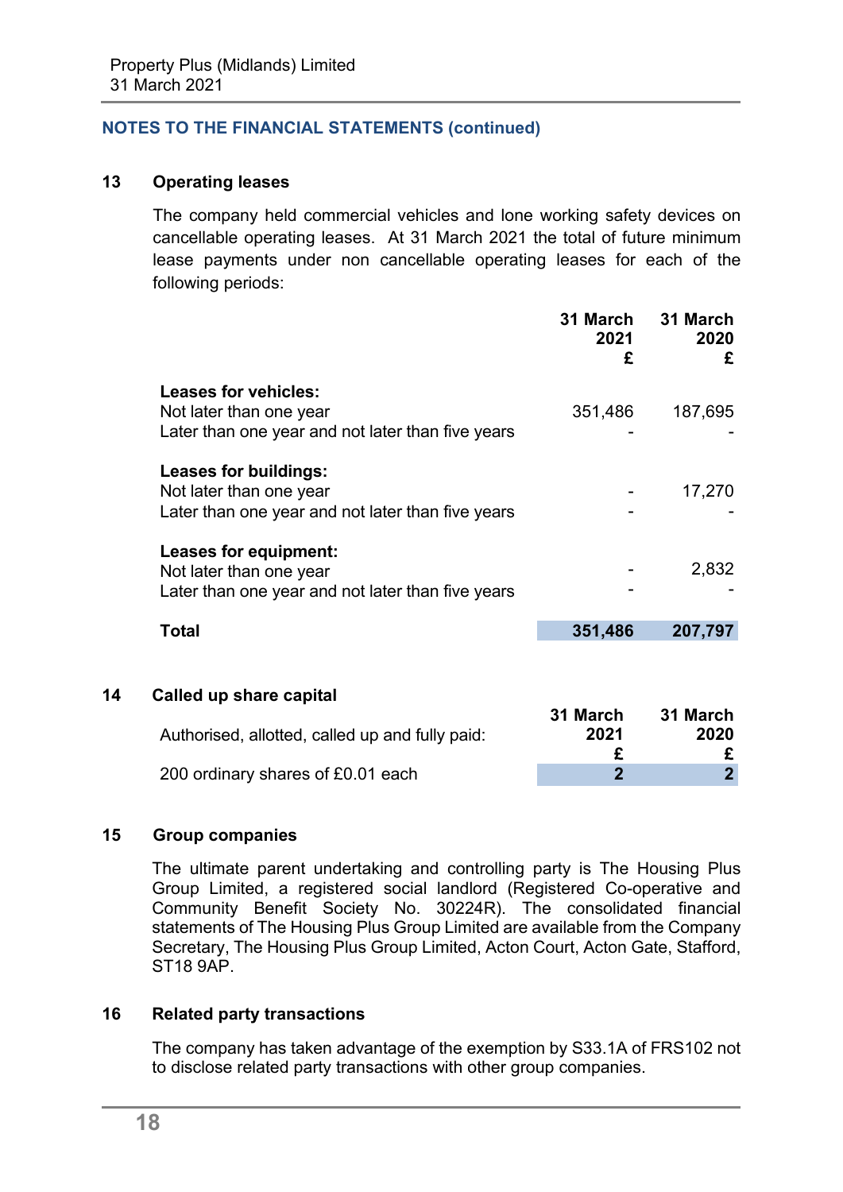Property Plus (Midlands) Limited
31 March 2021

## NOTES TO THE FINANCIAL STATEMENTS (continued)

### 13 Operating leases

The company held commercial vehicles and lone working safety devices on cancellable operating leases. At 31 March 2021 the total of future minimum lease payments under non cancellable operating leases for each of the following periods:

| | 31 March 2021 £ | 31 March 2020 £ |
|---|---|---|
| **Leases for vehicles:** | | |
| Not later than one year | 351,486 | 187,695 |
| Later than one year and not later than five years | - | - |
| **Leases for buildings:** | | |
| Not later than one year | - | 17,270 |
| Later than one year and not later than five years | - | - |
| **Leases for equipment:** | | |
| Not later than one year | - | 2,832 |
| Later than one year and not later than five years | - | - |
| **Total** | **351,486** | **207,797** |

### 14 Called up share capital

| Authorised, allotted, called up and fully paid: | 31 March 2021 £ | 31 March 2020 £ |
|---|---|---|
| 200 ordinary shares of £0.01 each | **2** | **2** |

### 15 Group companies

The ultimate parent undertaking and controlling party is The Housing Plus Group Limited, a registered social landlord (Registered Co-operative and Community Benefit Society No. 30224R). The consolidated financial statements of The Housing Plus Group Limited are available from the Company Secretary, The Housing Plus Group Limited, Acton Court, Acton Gate, Stafford, ST18 9AP.

### 16 Related party transactions

The company has taken advantage of the exemption by S33.1A of FRS102 not to disclose related party transactions with other group companies.